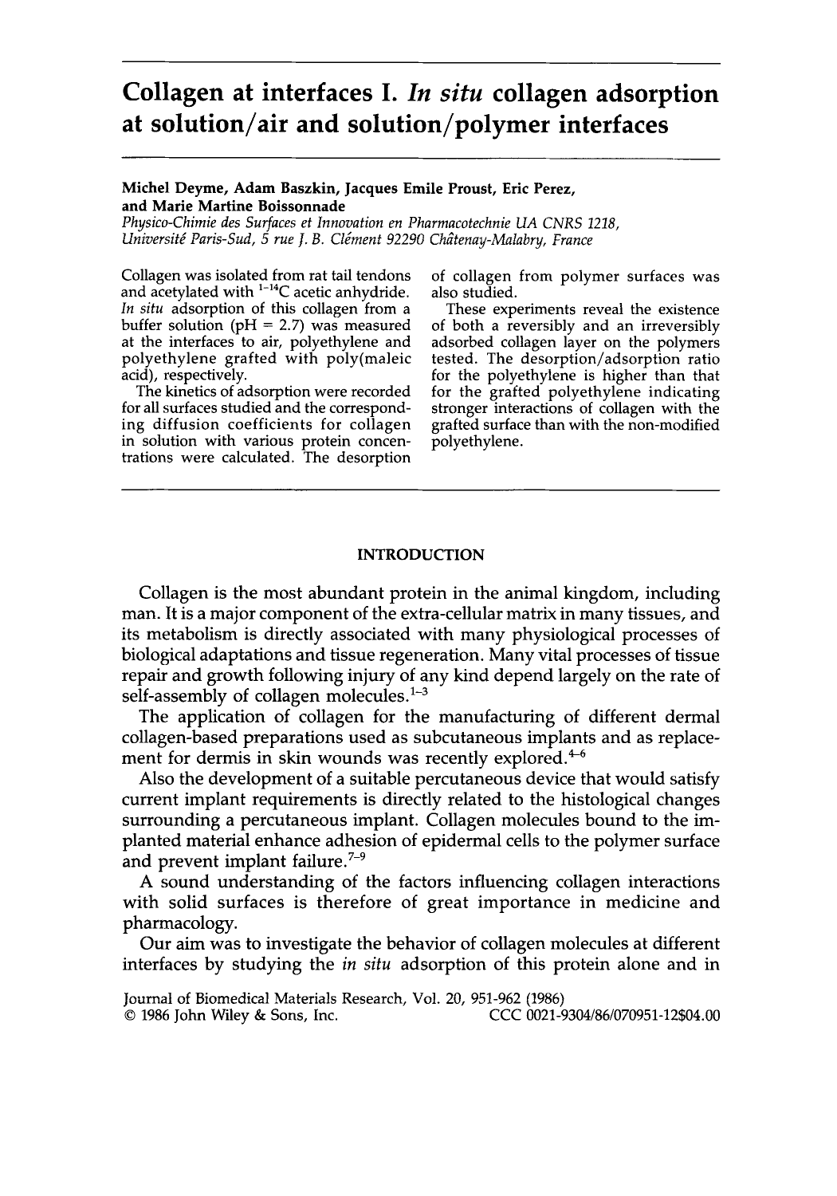# Collagen at interfaces I. *In situ* collagen adsorption at solution/air and solution/polymer interfaces

**Michel Deyme, Adam Baszkin, Jacques Emile Proust, Eric Perez, and Marie Martine Boissonnade**

*Physico-Chimie des Surfaces et Innovation en Pharmacotechnie UA CNRS 1218, Université Paris-Sud, 5 rue J. B. Clément 92290 Châtenay-Malabry, France*

Collagen was isolated from rat tail tendons and acetylated with $^{1-14}C$ acetic anhydride. *In situ* adsorption of this collagen from a buffer solution (pH = 2.7) was measured at the interfaces to air, polyethylene and polyethylene grafted with poly(maleic acid), respectively.

The kinetics of adsorption were recorded for all surfaces studied and the corresponding diffusion coefficients for collagen in solution with various protein concentrations were calculated. The desorption of collagen from polymer surfaces was also studied.

These experiments reveal the existence of both a reversibly and an irreversibly adsorbed collagen layer on the polymers tested. The desorption/adsorption ratio for the polyethylene is higher than that for the grafted polyethylene indicating stronger interactions of collagen with the grafted surface than with the non-modified polyethylene.

## INTRODUCTION

Collagen is the most abundant protein in the animal kingdom, including man. It is a major component of the extra-cellular matrix in many tissues, and its metabolism is directly associated with many physiological processes of biological adaptations and tissue regeneration. Many vital processes of tissue repair and growth following injury of any kind depend largely on the rate of self-assembly of collagen molecules.[1-3]

The application of collagen for the manufacturing of different dermal collagen-based preparations used as subcutaneous implants and as replacement for dermis in skin wounds was recently explored.[4-6]

Also the development of a suitable percutaneous device that would satisfy current implant requirements is directly related to the histological changes surrounding a percutaneous implant. Collagen molecules bound to the implanted material enhance adhesion of epidermal cells to the polymer surface and prevent implant failure.[7-9]

A sound understanding of the factors influencing collagen interactions with solid surfaces is therefore of great importance in medicine and pharmacology.

Our aim was to investigate the behavior of collagen molecules at different interfaces by studying the *in situ* adsorption of this protein alone and in

Journal of Biomedical Materials Research, Vol. 20, 951-962 (1986)
© 1986 John Wiley & Sons, Inc. CCC 0021-9304/86/070951-12$04.00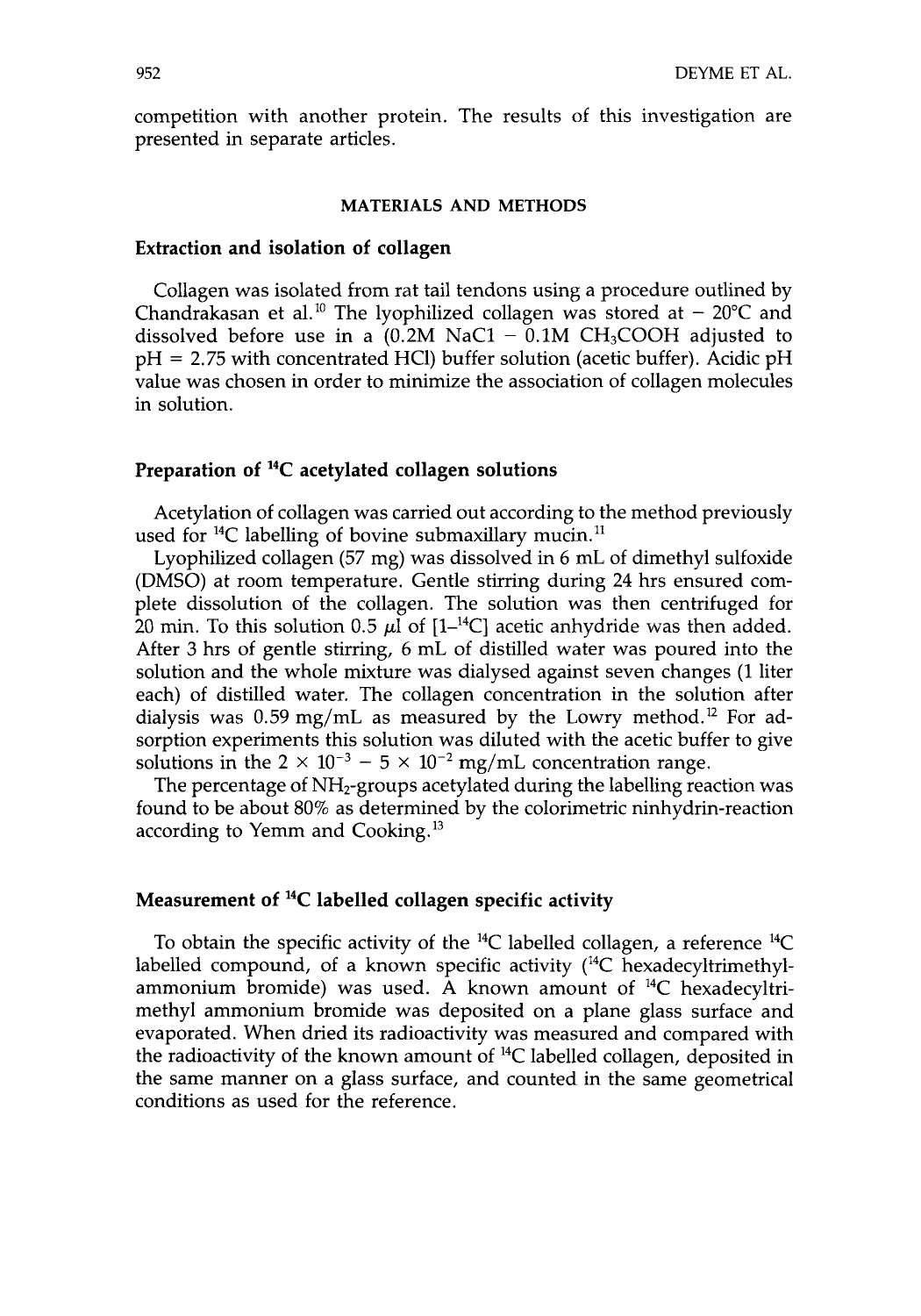competition with another protein. The results of this investigation are presented in separate articles.

## MATERIALS AND METHODS

### Extraction and isolation of collagen

Collagen was isolated from rat tail tendons using a procedure outlined by Chandrakasan et al.[10] The lyophilized collagen was stored at − 20°C and dissolved before use in a (0.2M NaCl − 0.1M $CH_3COOH$ adjusted to pH = 2.75 with concentrated HCl) buffer solution (acetic buffer). Acidic pH value was chosen in order to minimize the association of collagen molecules in solution.

### Preparation of $^{14}C$ acetylated collagen solutions

Acetylation of collagen was carried out according to the method previously used for $^{14}C$ labelling of bovine submaxillary mucin.[11]

Lyophilized collagen (57 mg) was dissolved in 6 mL of dimethyl sulfoxide (DMSO) at room temperature. Gentle stirring during 24 hrs ensured complete dissolution of the collagen. The solution was then centrifuged for 20 min. To this solution 0.5 $\mu$l of [1–$^{14}C$] acetic anhydride was then added. After 3 hrs of gentle stirring, 6 mL of distilled water was poured into the solution and the whole mixture was dialysed against seven changes (1 liter each) of distilled water. The collagen concentration in the solution after dialysis was 0.59 mg/mL as measured by the Lowry method.[12] For adsorption experiments this solution was diluted with the acetic buffer to give solutions in the $2 \times 10^{-3} - 5 \times 10^{-2}$ mg/mL concentration range.

The percentage of $NH_2$-groups acetylated during the labelling reaction was found to be about 80% as determined by the colorimetric ninhydrin-reaction according to Yemm and Cooking.[13]

### Measurement of $^{14}C$ labelled collagen specific activity

To obtain the specific activity of the $^{14}C$ labelled collagen, a reference $^{14}C$ labelled compound, of a known specific activity ($^{14}C$ hexadecyltrimethylammonium bromide) was used. A known amount of $^{14}C$ hexadecyltrimethyl ammonium bromide was deposited on a plane glass surface and evaporated. When dried its radioactivity was measured and compared with the radioactivity of the known amount of $^{14}C$ labelled collagen, deposited in the same manner on a glass surface, and counted in the same geometrical conditions as used for the reference.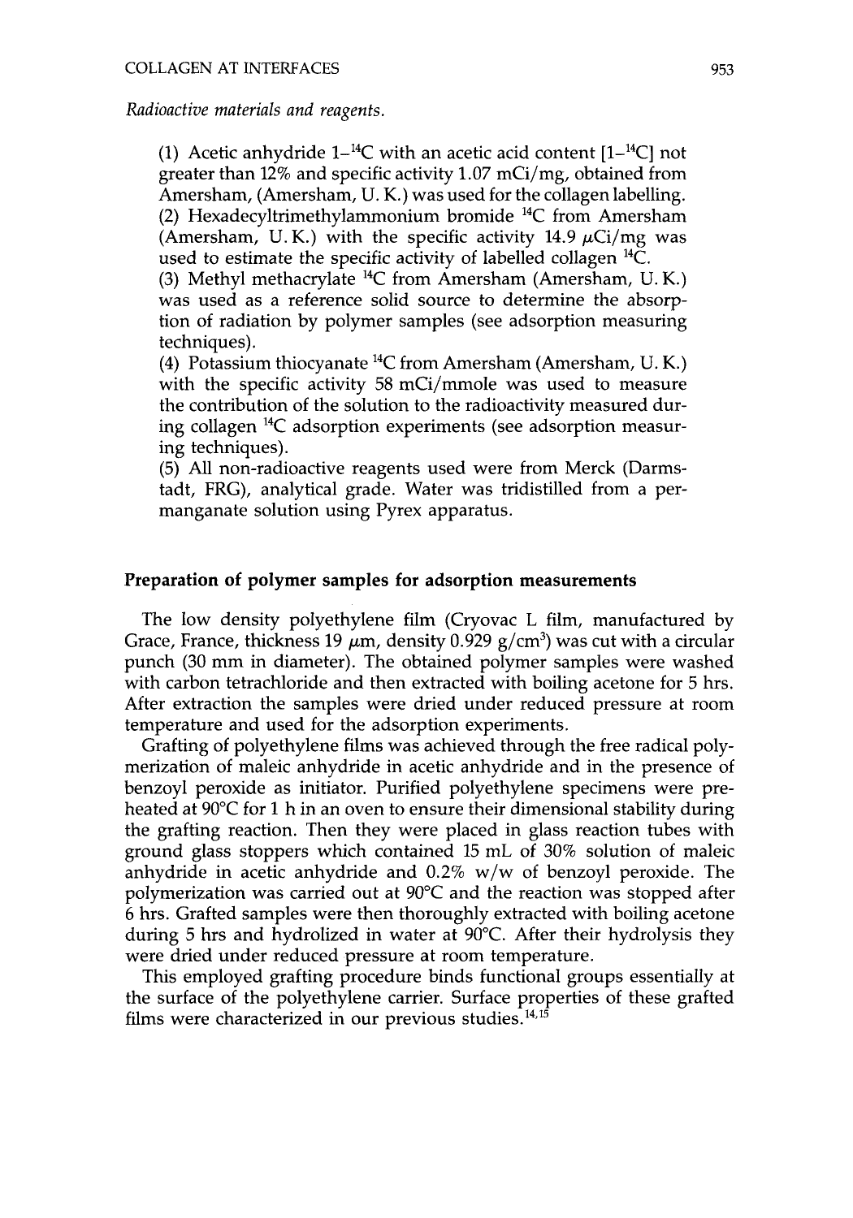*Radioactive materials and reagents.*

(1) Acetic anhydride 1–$^{14}$C with an acetic acid content [1–$^{14}$C] not greater than 12% and specific activity 1.07 mCi/mg, obtained from Amersham, (Amersham, U. K.) was used for the collagen labelling.
(2) Hexadecyltrimethylammonium bromide $^{14}$C from Amersham (Amersham, U. K.) with the specific activity 14.9 $\mu$Ci/mg was used to estimate the specific activity of labelled collagen $^{14}$C.
(3) Methyl methacrylate $^{14}$C from Amersham (Amersham, U. K.) was used as a reference solid source to determine the absorption of radiation by polymer samples (see adsorption measuring techniques).
(4) Potassium thiocyanate $^{14}$C from Amersham (Amersham, U. K.) with the specific activity 58 mCi/mmole was used to measure the contribution of the solution to the radioactivity measured during collagen $^{14}$C adsorption experiments (see adsorption measuring techniques).
(5) All non-radioactive reagents used were from Merck (Darmstadt, FRG), analytical grade. Water was tridistilled from a permanganate solution using Pyrex apparatus.

## Preparation of polymer samples for adsorption measurements

The low density polyethylene film (Cryovac L film, manufactured by Grace, France, thickness 19 $\mu$m, density 0.929 g/cm$^3$) was cut with a circular punch (30 mm in diameter). The obtained polymer samples were washed with carbon tetrachloride and then extracted with boiling acetone for 5 hrs. After extraction the samples were dried under reduced pressure at room temperature and used for the adsorption experiments.

Grafting of polyethylene films was achieved through the free radical polymerization of maleic anhydride in acetic anhydride and in the presence of benzoyl peroxide as initiator. Purified polyethylene specimens were preheated at 90°C for 1 h in an oven to ensure their dimensional stability during the grafting reaction. Then they were placed in glass reaction tubes with ground glass stoppers which contained 15 mL of 30% solution of maleic anhydride in acetic anhydride and 0.2% w/w of benzoyl peroxide. The polymerization was carried out at 90°C and the reaction was stopped after 6 hrs. Grafted samples were then thoroughly extracted with boiling acetone during 5 hrs and hydrolized in water at 90°C. After their hydrolysis they were dried under reduced pressure at room temperature.

This employed grafting procedure binds functional groups essentially at the surface of the polyethylene carrier. Surface properties of these grafted films were characterized in our previous studies.[14,15]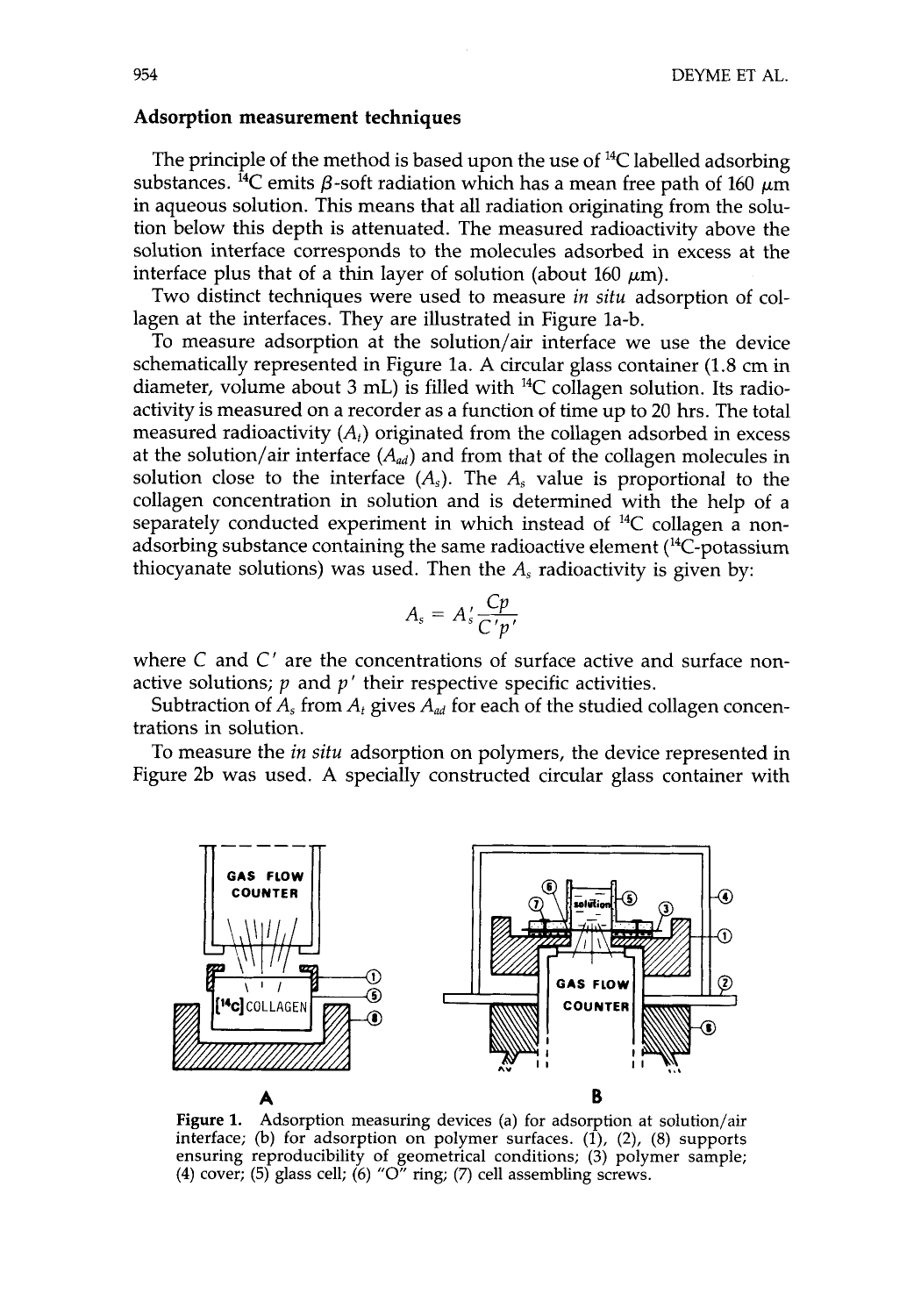### Adsorption measurement techniques

The principle of the method is based upon the use of $^{14}C$ labelled adsorbing substances. $^{14}C$ emits $\beta$-soft radiation which has a mean free path of 160 $\mu m$ in aqueous solution. This means that all radiation originating from the solution below this depth is attenuated. The measured radioactivity above the solution interface corresponds to the molecules adsorbed in excess at the interface plus that of a thin layer of solution (about 160 $\mu m$).

Two distinct techniques were used to measure *in situ* adsorption of collagen at the interfaces. They are illustrated in Figure 1a-b.

To measure adsorption at the solution/air interface we use the device schematically represented in Figure 1a. A circular glass container (1.8 cm in diameter, volume about 3 mL) is filled with $^{14}C$ collagen solution. Its radioactivity is measured on a recorder as a function of time up to 20 hrs. The total measured radioactivity ($A_t$) originated from the collagen adsorbed in excess at the solution/air interface ($A_{ad}$) and from that of the collagen molecules in solution close to the interface ($A_s$). The $A_s$ value is proportional to the collagen concentration in solution and is determined with the help of a separately conducted experiment in which instead of $^{14}C$ collagen a non-adsorbing substance containing the same radioactive element ($^{14}C$-potassium thiocyanate solutions) was used. Then the $A_s$ radioactivity is given by:

$$A_s = A'_s \frac{Cp}{C'p'}$$

where $C$ and $C'$ are the concentrations of surface active and surface non-active solutions; $p$ and $p'$ their respective specific activities.

Subtraction of $A_s$ from $A_t$ gives $A_{ad}$ for each of the studied collagen concentrations in solution.

To measure the *in situ* adsorption on polymers, the device represented in Figure 2b was used. A specially constructed circular glass container with

Figure 1. Adsorption measuring devices (a) for adsorption at solution/air interface; (b) for adsorption on polymer surfaces. (1), (2), (8) supports ensuring reproducibility of geometrical conditions; (3) polymer sample; (4) cover; (5) glass cell; (6) "O" ring; (7) cell assembling screws.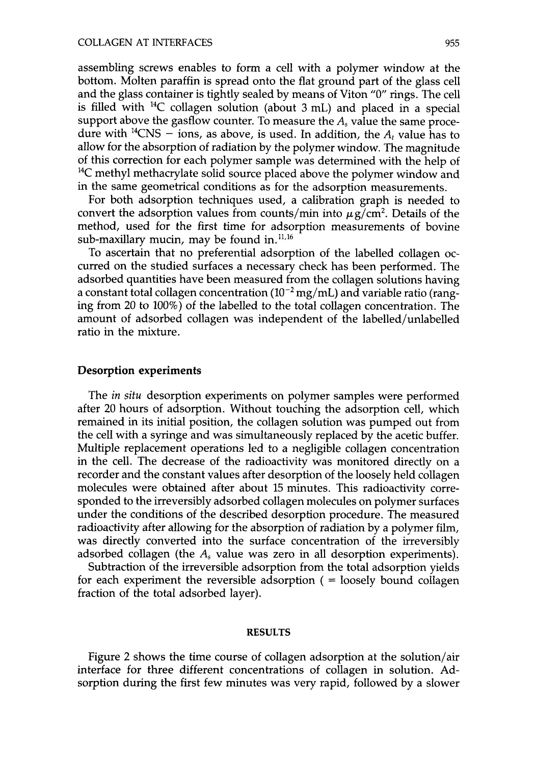assembling screws enables to form a cell with a polymer window at the bottom. Molten paraffin is spread onto the flat ground part of the glass cell and the glass container is tightly sealed by means of Viton "0" rings. The cell is filled with $^{14}C$ collagen solution (about 3 mL) and placed in a special support above the gasflow counter. To measure the $A_s$ value the same procedure with $^{14}CNS$ − ions, as above, is used. In addition, the $A_t$ value has to allow for the absorption of radiation by the polymer window. The magnitude of this correction for each polymer sample was determined with the help of $^{14}C$ methyl methacrylate solid source placed above the polymer window and in the same geometrical conditions as for the adsorption measurements.

For both adsorption techniques used, a calibration graph is needed to convert the adsorption values from counts/min into $\mu g/cm^2$. Details of the method, used for the first time for adsorption measurements of bovine sub-maxillary mucin, may be found in.[11,16]

To ascertain that no preferential adsorption of the labelled collagen occurred on the studied surfaces a necessary check has been performed. The adsorbed quantities have been measured from the collagen solutions having a constant total collagen concentration ($10^{-2}$ mg/mL) and variable ratio (ranging from 20 to 100%) of the labelled to the total collagen concentration. The amount of adsorbed collagen was independent of the labelled/unlabelled ratio in the mixture.

## Desorption experiments

The *in situ* desorption experiments on polymer samples were performed after 20 hours of adsorption. Without touching the adsorption cell, which remained in its initial position, the collagen solution was pumped out from the cell with a syringe and was simultaneously replaced by the acetic buffer. Multiple replacement operations led to a negligible collagen concentration in the cell. The decrease of the radioactivity was monitored directly on a recorder and the constant values after desorption of the loosely held collagen molecules were obtained after about 15 minutes. This radioactivity corresponded to the irreversibly adsorbed collagen molecules on polymer surfaces under the conditions of the described desorption procedure. The measured radioactivity after allowing for the absorption of radiation by a polymer film, was directly converted into the surface concentration of the irreversibly adsorbed collagen (the $A_s$ value was zero in all desorption experiments).

Subtraction of the irreversible adsorption from the total adsorption yields for each experiment the reversible adsorption ( = loosely bound collagen fraction of the total adsorbed layer).

## RESULTS

Figure 2 shows the time course of collagen adsorption at the solution/air interface for three different concentrations of collagen in solution. Adsorption during the first few minutes was very rapid, followed by a slower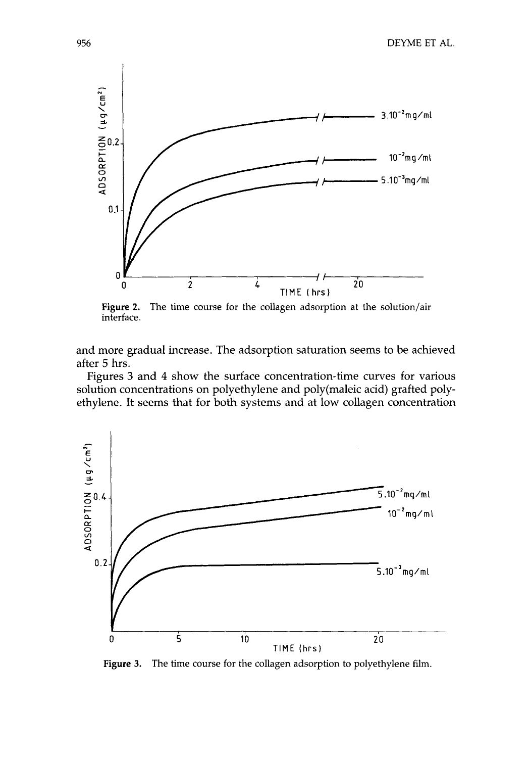Figure 2. The time course for the collagen adsorption at the solution/air interface.

and more gradual increase. The adsorption saturation seems to be achieved after 5 hrs.

Figures 3 and 4 show the surface concentration-time curves for various solution concentrations on polyethylene and poly(maleic acid) grafted polyethylene. It seems that for both systems and at low collagen concentration

Figure 3. The time course for the collagen adsorption to polyethylene film.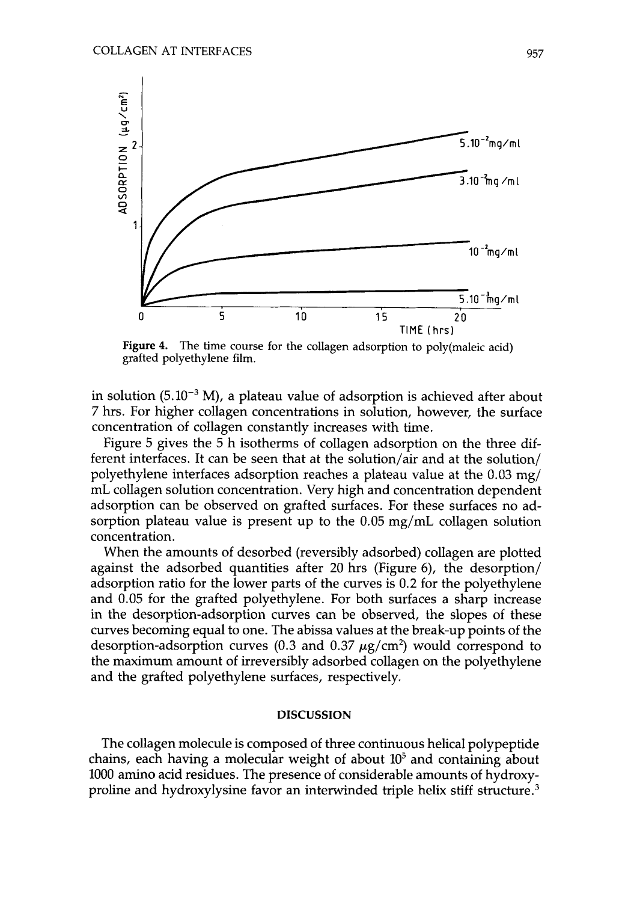**Figure 4.** The time course for the collagen adsorption to poly(maleic acid) grafted polyethylene film.

in solution ($5.10^{-3}$ M), a plateau value of adsorption is achieved after about 7 hrs. For higher collagen concentrations in solution, however, the surface concentration of collagen constantly increases with time.

Figure 5 gives the 5 h isotherms of collagen adsorption on the three different interfaces. It can be seen that at the solution/air and at the solution/polyethylene interfaces adsorption reaches a plateau value at the 0.03 mg/mL collagen solution concentration. Very high and concentration dependent adsorption can be observed on grafted surfaces. For these surfaces no adsorption plateau value is present up to the 0.05 mg/mL collagen solution concentration.

When the amounts of desorbed (reversibly adsorbed) collagen are plotted against the adsorbed quantities after 20 hrs (Figure 6), the desorption/adsorption ratio for the lower parts of the curves is 0.2 for the polyethylene and 0.05 for the grafted polyethylene. For both surfaces a sharp increase in the desorption-adsorption curves can be observed, the slopes of these curves becoming equal to one. The abissa values at the break-up points of the desorption-adsorption curves (0.3 and 0.37 $\mu g/cm^2$) would correspond to the maximum amount of irreversibly adsorbed collagen on the polyethylene and the grafted polyethylene surfaces, respectively.

## DISCUSSION

The collagen molecule is composed of three continuous helical polypeptide chains, each having a molecular weight of about $10^5$ and containing about 1000 amino acid residues. The presence of considerable amounts of hydroxyproline and hydroxylysine favor an interwinded triple helix stiff structure.[3]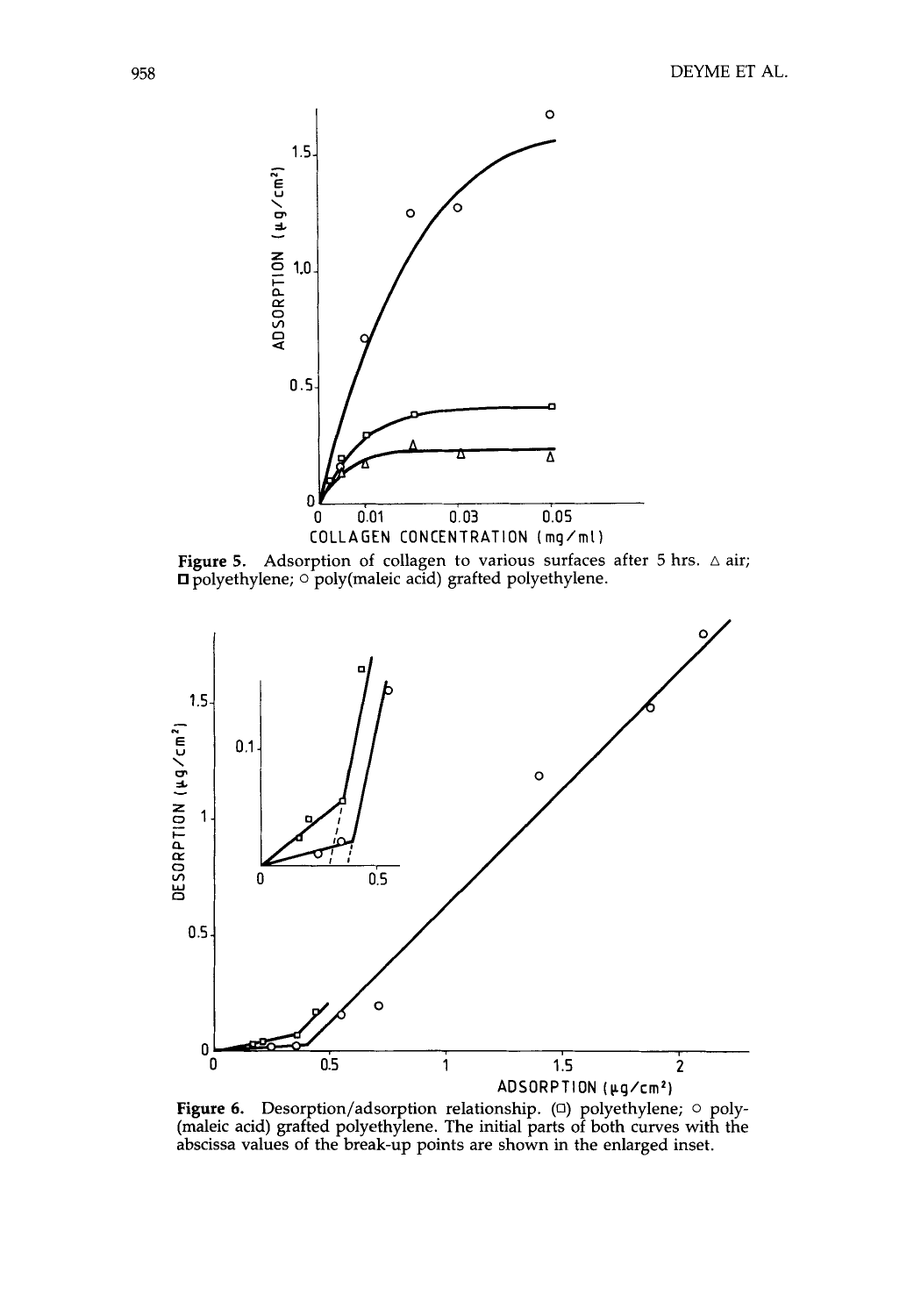**Figure 5.** Adsorption of collagen to various surfaces after 5 hrs. △ air; □ polyethylene; ○ poly(maleic acid) grafted polyethylene.

**Figure 6.** Desorption/adsorption relationship. (□) polyethylene; ○ poly-(maleic acid) grafted polyethylene. The initial parts of both curves with the abscissa values of the break-up points are shown in the enlarged inset.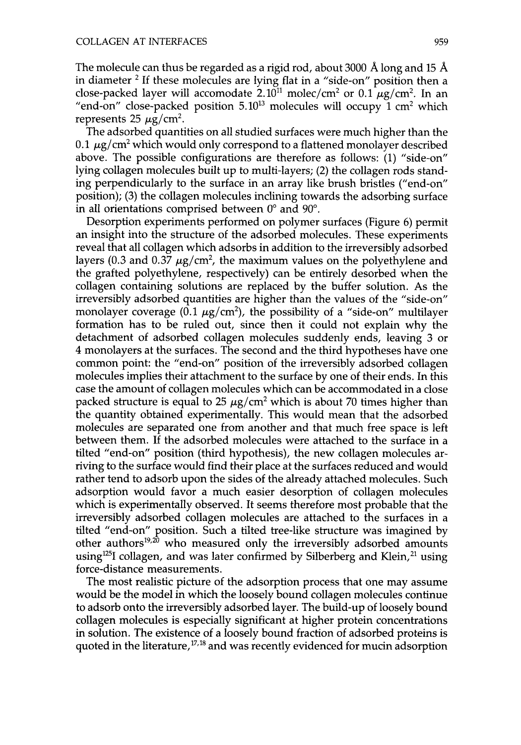The molecule can thus be regarded as a rigid rod, about 3000 Å long and 15 Å in diameter [2] If these molecules are lying flat in a "side-on" position then a close-packed layer will accomodate $2.10^{11}$ molec/cm$^2$ or 0.1 $\mu$g/cm$^2$. In an "end-on" close-packed position $5.10^{13}$ molecules will occupy 1 cm$^2$ which represents 25 $\mu$g/cm$^2$.

The adsorbed quantities on all studied surfaces were much higher than the 0.1 $\mu$g/cm$^2$ which would only correspond to a flattened monolayer described above. The possible configurations are therefore as follows: (1) "side-on" lying collagen molecules built up to multi-layers; (2) the collagen rods standing perpendicularly to the surface in an array like brush bristles ("end-on" position); (3) the collagen molecules inclining towards the adsorbing surface in all orientations comprised between 0° and 90°.

Desorption experiments performed on polymer surfaces (Figure 6) permit an insight into the structure of the adsorbed molecules. These experiments reveal that all collagen which adsorbs in addition to the irreversibly adsorbed layers (0.3 and 0.37 $\mu$g/cm$^2$, the maximum values on the polyethylene and the grafted polyethylene, respectively) can be entirely desorbed when the collagen containing solutions are replaced by the buffer solution. As the irreversibly adsorbed quantities are higher than the values of the "side-on" monolayer coverage (0.1 $\mu$g/cm$^2$), the possibility of a "side-on" multilayer formation has to be ruled out, since then it could not explain why the detachment of adsorbed collagen molecules suddenly ends, leaving 3 or 4 monolayers at the surfaces. The second and the third hypotheses have one common point: the "end-on" position of the irreversibly adsorbed collagen molecules implies their attachment to the surface by one of their ends. In this case the amount of collagen molecules which can be accommodated in a close packed structure is equal to 25 $\mu$g/cm$^2$ which is about 70 times higher than the quantity obtained experimentally. This would mean that the adsorbed molecules are separated one from another and that much free space is left between them. If the adsorbed molecules were attached to the surface in a tilted "end-on" position (third hypothesis), the new collagen molecules arriving to the surface would find their place at the surfaces reduced and would rather tend to adsorb upon the sides of the already attached molecules. Such adsorption would favor a much easier desorption of collagen molecules which is experimentally observed. It seems therefore most probable that the irreversibly adsorbed collagen molecules are attached to the surfaces in a tilted "end-on" position. Such a tilted tree-like structure was imagined by other authors[19,20] who measured only the irreversibly adsorbed amounts using $^{125}$I collagen, and was later confirmed by Silberberg and Klein,[21] using force-distance measurements.

The most realistic picture of the adsorption process that one may assume would be the model in which the loosely bound collagen molecules continue to adsorb onto the irreversibly adsorbed layer. The build-up of loosely bound collagen molecules is especially significant at higher protein concentrations in solution. The existence of a loosely bound fraction of adsorbed proteins is quoted in the literature,[17,18] and was recently evidenced for mucin adsorption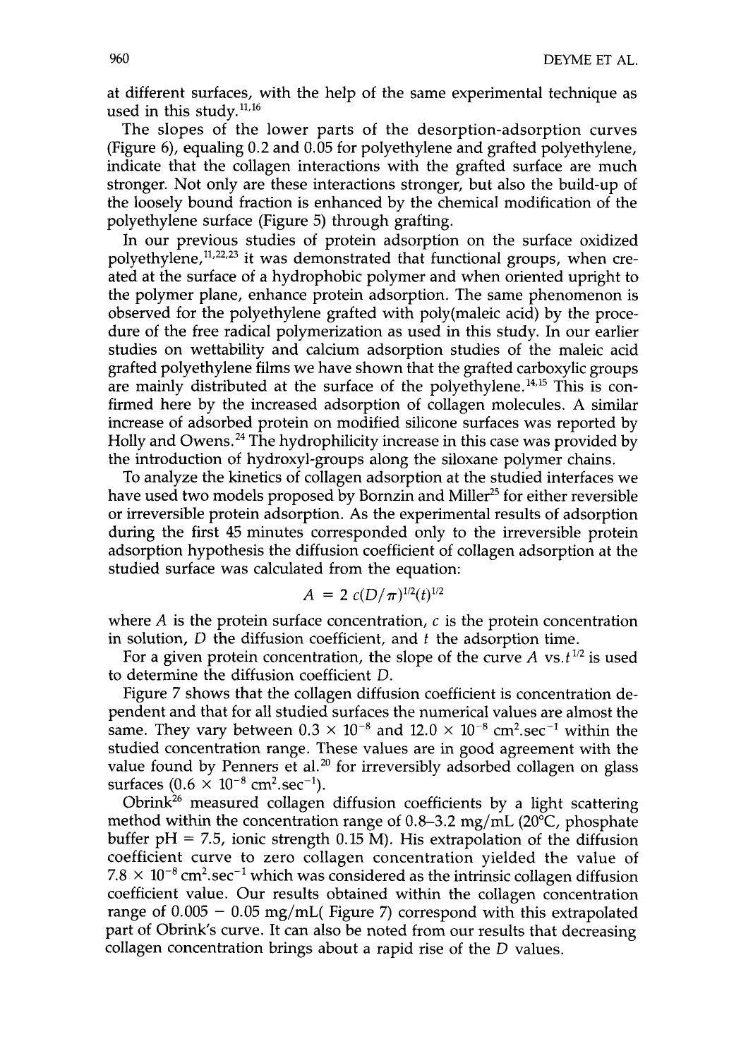at different surfaces, with the help of the same experimental technique as used in this study.[11,16]

The slopes of the lower parts of the desorption-adsorption curves (Figure 6), equaling 0.2 and 0.05 for polyethylene and grafted polyethylene, indicate that the collagen interactions with the grafted surface are much stronger. Not only are these interactions stronger, but also the build-up of the loosely bound fraction is enhanced by the chemical modification of the polyethylene surface (Figure 5) through grafting.

In our previous studies of protein adsorption on the surface oxidized polyethylene,[11,22,23] it was demonstrated that functional groups, when created at the surface of a hydrophobic polymer and when oriented upright to the polymer plane, enhance protein adsorption. The same phenomenon is observed for the polyethylene grafted with poly(maleic acid) by the procedure of the free radical polymerization as used in this study. In our earlier studies on wettability and calcium adsorption studies of the maleic acid grafted polyethylene films we have shown that the grafted carboxylic groups are mainly distributed at the surface of the polyethylene.[14,15] This is confirmed here by the increased adsorption of collagen molecules. A similar increase of adsorbed protein on modified silicone surfaces was reported by Holly and Owens.[24] The hydrophilicity increase in this case was provided by the introduction of hydroxyl-groups along the siloxane polymer chains.

To analyze the kinetics of collagen adsorption at the studied interfaces we have used two models proposed by Bornzin and Miller[25] for either reversible or irreversible protein adsorption. As the experimental results of adsorption during the first 45 minutes corresponded only to the irreversible protein adsorption hypothesis the diffusion coefficient of collagen adsorption at the studied surface was calculated from the equation:

$$A = 2\,c(D/\pi)^{1/2}(t)^{1/2}$$

where $A$ is the protein surface concentration, $c$ is the protein concentration in solution, $D$ the diffusion coefficient, and $t$ the adsorption time.

For a given protein concentration, the slope of the curve $A$ vs. $t^{1/2}$ is used to determine the diffusion coefficient $D$.

Figure 7 shows that the collagen diffusion coefficient is concentration dependent and that for all studied surfaces the numerical values are almost the same. They vary between $0.3 \times 10^{-8}$ and $12.0 \times 10^{-8}$ $cm^2.sec^{-1}$ within the studied concentration range. These values are in good agreement with the value found by Penners et al.[20] for irreversibly adsorbed collagen on glass surfaces ($0.6 \times 10^{-8}$ $cm^2.sec^{-1}$).

Obrink[26] measured collagen diffusion coefficients by a light scattering method within the concentration range of 0.8–3.2 mg/mL (20°C, phosphate buffer pH = 7.5, ionic strength 0.15 M). His extrapolation of the diffusion coefficient curve to zero collagen concentration yielded the value of $7.8 \times 10^{-8}$ $cm^2.sec^{-1}$ which was considered as the intrinsic collagen diffusion coefficient value. Our results obtained within the collagen concentration range of 0.005 – 0.05 mg/mL( Figure 7) correspond with this extrapolated part of Obrink's curve. It can also be noted from our results that decreasing collagen concentration brings about a rapid rise of the $D$ values.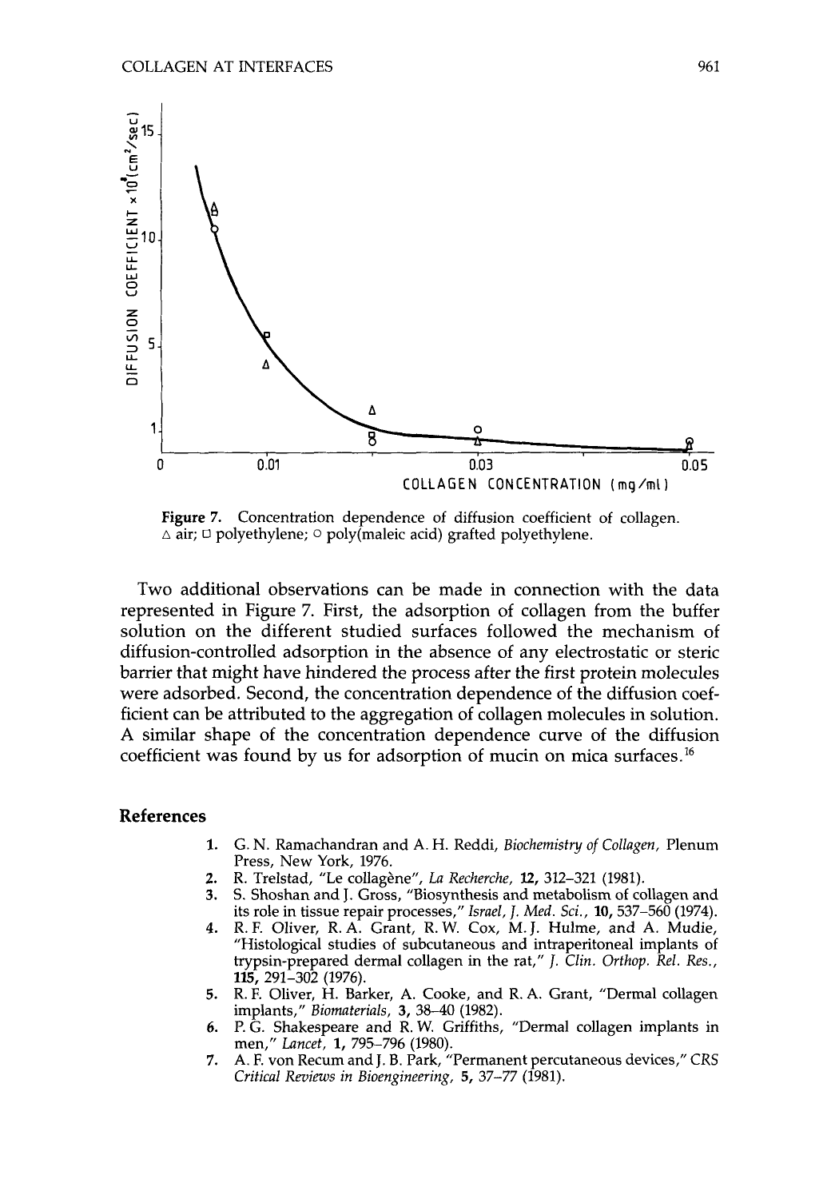Figure 7. Concentration dependence of diffusion coefficient of collagen. △ air; □ polyethylene; ○ poly(maleic acid) grafted polyethylene.

Two additional observations can be made in connection with the data represented in Figure 7. First, the adsorption of collagen from the buffer solution on the different studied surfaces followed the mechanism of diffusion-controlled adsorption in the absence of any electrostatic or steric barrier that might have hindered the process after the first protein molecules were adsorbed. Second, the concentration dependence of the diffusion coefficient can be attributed to the aggregation of collagen molecules in solution. A similar shape of the concentration dependence curve of the diffusion coefficient was found by us for adsorption of mucin on mica surfaces.[16]

## References

1. G. N. Ramachandran and A. H. Reddi, *Biochemistry of Collagen*, Plenum Press, New York, 1976.
2. R. Trelstad, "Le collagène", *La Recherche*, **12**, 312–321 (1981).
3. S. Shoshan and J. Gross, "Biosynthesis and metabolism of collagen and its role in tissue repair processes," *Israel, J. Med. Sci.*, **10**, 537–560 (1974).
4. R. F. Oliver, R. A. Grant, R. W. Cox, M. J. Hulme, and A. Mudie, "Histological studies of subcutaneous and intraperitoneal implants of trypsin-prepared dermal collagen in the rat," *J. Clin. Orthop. Rel. Res.*, **115**, 291–302 (1976).
5. R. F. Oliver, H. Barker, A. Cooke, and R. A. Grant, "Dermal collagen implants," *Biomaterials*, **3**, 38–40 (1982).
6. P. G. Shakespeare and R. W. Griffiths, "Dermal collagen implants in men," *Lancet*, **1**, 795–796 (1980).
7. A. F. von Recum and J. B. Park, "Permanent percutaneous devices," *CRS Critical Reviews in Bioengineering*, **5**, 37–77 (1981).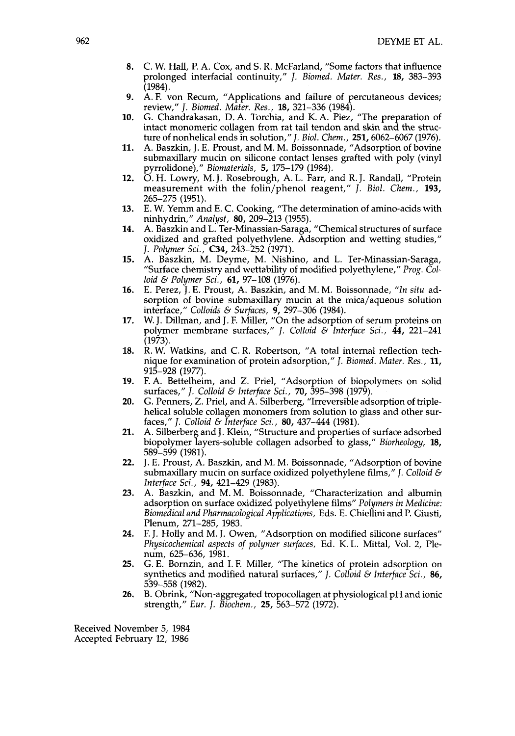8. C. W. Hall, P. A. Cox, and S. R. McFarland, "Some factors that influence prolonged interfacial continuity," *J. Biomed. Mater. Res.*, **18**, 383–393 (1984).
9. A. F. von Recum, "Applications and failure of percutaneous devices; review," *J. Biomed. Mater. Res.*, **18**, 321–336 (1984).
10. G. Chandrakasan, D. A. Torchia, and K. A. Piez, "The preparation of intact monomeric collagen from rat tail tendon and skin and the structure of nonhelical ends in solution," *J. Biol. Chem.*, **251**, 6062–6067 (1976).
11. A. Baszkin, J. E. Proust, and M. M. Boissonnade, "Adsorption of bovine submaxillary mucin on silicone contact lenses grafted with poly (vinyl pyrrolidone)," *Biomaterials*, **5**, 175–179 (1984).
12. O. H. Lowry, M. J. Rosebrough, A. L. Farr, and R. J. Randall, "Protein measurement with the folin/phenol reagent," *J. Biol. Chem.*, **193**, 265–275 (1951).
13. E. W. Yemm and E. C. Cooking, "The determination of amino-acids with ninhydrin," *Analyst*, **80**, 209–213 (1955).
14. A. Baszkin and L. Ter-Minassian-Saraga, "Chemical structures of surface oxidized and grafted polyethylene. Adsorption and wetting studies," *J. Polymer Sci.*, **C34**, 243–252 (1971).
15. A. Baszkin, M. Deyme, M. Nishino, and L. Ter-Minassian-Saraga, "Surface chemistry and wettability of modified polyethylene," *Prog. Colloid & Polymer Sci.*, **61**, 97–108 (1976).
16. E. Perez, J. E. Proust, A. Baszkin, and M. M. Boissonnade, "*In situ* adsorption of bovine submaxillary mucin at the mica/aqueous solution interface," *Colloids & Surfaces*, **9**, 297–306 (1984).
17. W. J. Dillman, and J. F. Miller, "On the adsorption of serum proteins on polymer membrane surfaces," *J. Colloid & Interface Sci.*, **44**, 221–241 (1973).
18. R. W. Watkins, and C. R. Robertson, "A total internal reflection technique for examination of protein adsorption," *J. Biomed. Mater. Res.*, **11**, 915–928 (1977).
19. F. A. Bettelheim, and Z. Priel, "Adsorption of biopolymers on solid surfaces," *J. Colloid & Interface Sci.*, **70**, 395–398 (1979).
20. G. Penners, Z. Priel, and A. Silberberg, "Irreversible adsorption of triple-helical soluble collagen monomers from solution to glass and other surfaces," *J. Colloid & Interface Sci.*, **80**, 437–444 (1981).
21. A. Silberberg and J. Klein, "Structure and properties of surface adsorbed biopolymer layers-soluble collagen adsorbed to glass," *Biorheology*, **18**, 589–599 (1981).
22. J. E. Proust, A. Baszkin, and M. M. Boissonnade, "Adsorption of bovine submaxillary mucin on surface oxidized polyethylene films," *J. Colloid & Interface Sci.*, **94**, 421–429 (1983).
23. A. Baszkin, and M. M. Boissonnade, "Characterization and albumin adsorption on surface oxidized polyethylene films" *Polymers in Medicine: Biomedical and Pharmacological Applications*, Eds. E. Chiellini and P. Giusti, Plenum, 271–285, 1983.
24. F. J. Holly and M. J. Owen, "Adsorption on modified silicone surfaces" *Physicochemical aspects of polymer surfaces*, Ed. K. L. Mittal, Vol. 2, Plenum, 625–636, 1981.
25. G. E. Bornzin, and I. F. Miller, "The kinetics of protein adsorption on synthetics and modified natural surfaces," *J. Colloid & Interface Sci.*, **86**, 539–558 (1982).
26. B. Obrink, "Non-aggregated tropocollagen at physiological pH and ionic strength," *Eur. J. Biochem.*, **25**, 563–572 (1972).

Received November 5, 1984
Accepted February 12, 1986